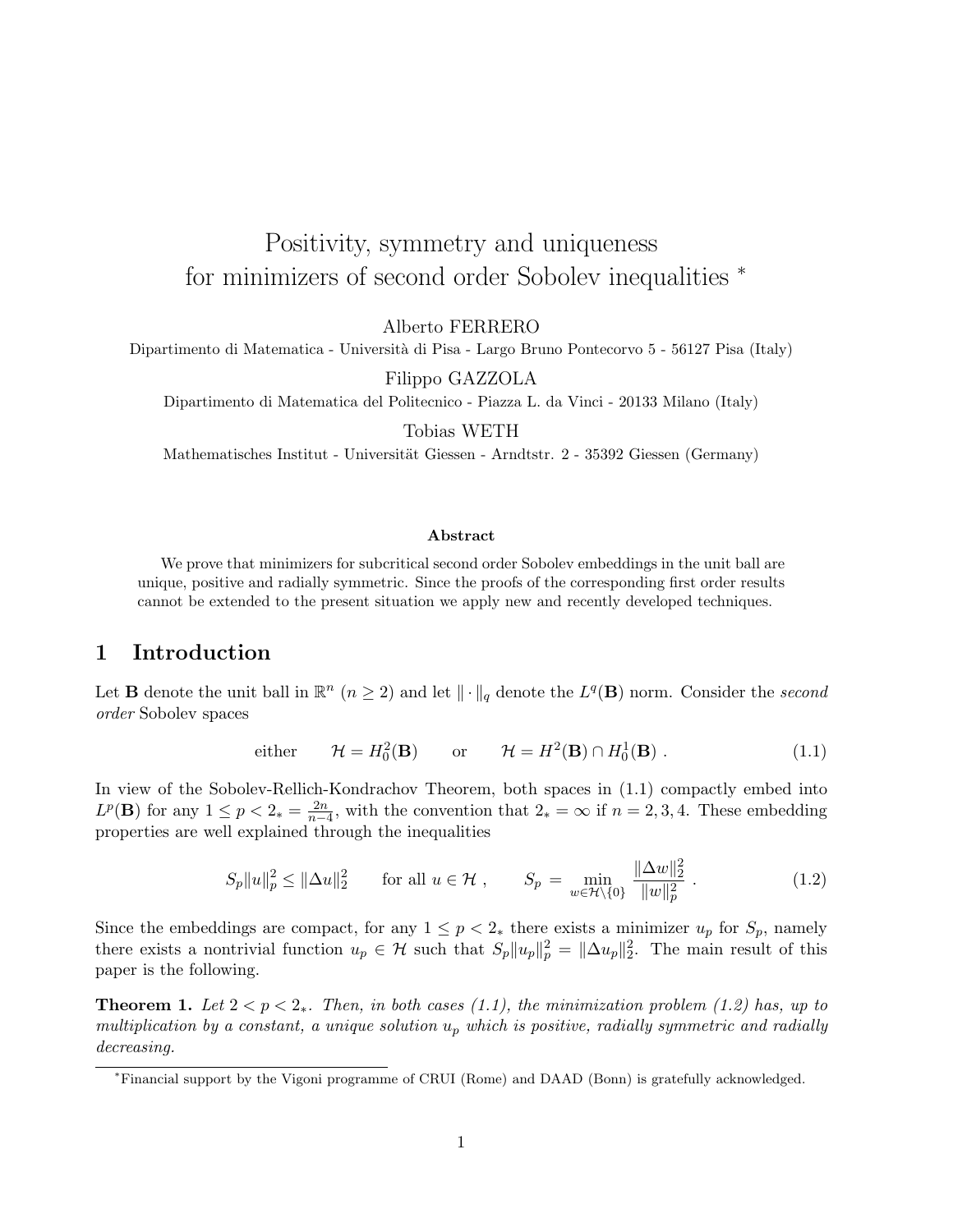# Positivity, symmetry and uniqueness for minimizers of second order Sobolev inequalities *

Alberto FERRERO
Dipartimento di Matematica - Università di Pisa - Largo Bruno Pontecorvo 5 - 56127 Pisa (Italy)

Filippo GAZZOLA
Dipartimento di Matematica del Politecnico - Piazza L. da Vinci - 20133 Milano (Italy)

Tobias WETH
Mathematisches Institut - Universität Giessen - Arndtstr. 2 - 35392 Giessen (Germany)

**Abstract**

We prove that minimizers for subcritical second order Sobolev embeddings in the unit ball are unique, positive and radially symmetric. Since the proofs of the corresponding first order results cannot be extended to the present situation we apply new and recently developed techniques.

## 1 Introduction

Let $\mathbf{B}$ denote the unit ball in $\mathbb{R}^n$ $(n \geq 2)$ and let $\|\cdot\|_q$ denote the $L^q(\mathbf{B})$ norm. Consider the *second order* Sobolev spaces

$$\text{either} \qquad \mathcal{H} = H_0^2(\mathbf{B}) \qquad \text{or} \qquad \mathcal{H} = H^2(\mathbf{B}) \cap H_0^1(\mathbf{B}) \ . \tag{1.1}$$

In view of the Sobolev-Rellich-Kondrachov Theorem, both spaces in (1.1) compactly embed into $L^p(\mathbf{B})$ for any $1 \leq p < 2_* = \frac{2n}{n-4}$, with the convention that $2_* = \infty$ if $n = 2, 3, 4$. These embedding properties are well explained through the inequalities

$$S_p \|u\|_p^2 \leq \|\Delta u\|_2^2 \qquad \text{for all } u \in \mathcal{H} \ , \qquad S_p = \min_{w \in \mathcal{H} \setminus \{0\}} \frac{\|\Delta w\|_2^2}{\|w\|_p^2} \ . \tag{1.2}$$

Since the embeddings are compact, for any $1 \leq p < 2_*$ there exists a minimizer $u_p$ for $S_p$, namely there exists a nontrivial function $u_p \in \mathcal{H}$ such that $S_p \|u_p\|_p^2 = \|\Delta u_p\|_2^2$. The main result of this paper is the following.

**Theorem 1.** *Let $2 < p < 2_*$. Then, in both cases (1.1), the minimization problem (1.2) has, up to multiplication by a constant, a unique solution $u_p$ which is positive, radially symmetric and radially decreasing.*

*Financial support by the Vigoni programme of CRUI (Rome) and DAAD (Bonn) is gratefully acknowledged.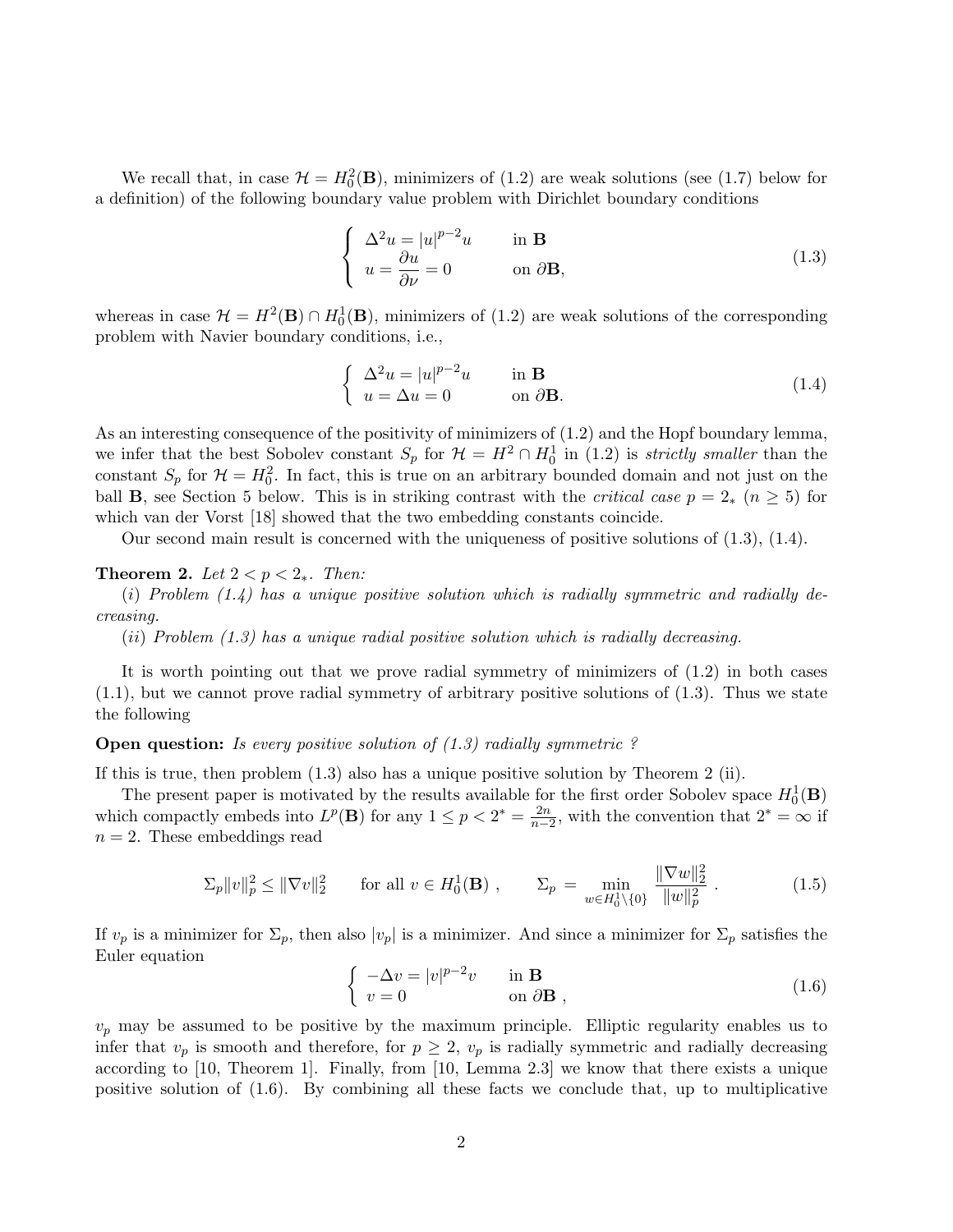We recall that, in case $\mathcal{H} = H_0^2(\mathbf{B})$, minimizers of (1.2) are weak solutions (see (1.7) below for a definition) of the following boundary value problem with Dirichlet boundary conditions

$$
\begin{cases} \Delta^2 u = |u|^{p-2}u & \text{in } \mathbf{B} \\ u = \dfrac{\partial u}{\partial \nu} = 0 & \text{on } \partial\mathbf{B}, \end{cases} \tag{1.3}
$$

whereas in case $\mathcal{H} = H^2(\mathbf{B}) \cap H_0^1(\mathbf{B})$, minimizers of (1.2) are weak solutions of the corresponding problem with Navier boundary conditions, i.e.,

$$
\begin{cases} \Delta^2 u = |u|^{p-2}u & \text{in } \mathbf{B} \\ u = \Delta u = 0 & \text{on } \partial\mathbf{B}. \end{cases} \tag{1.4}
$$

As an interesting consequence of the positivity of minimizers of (1.2) and the Hopf boundary lemma, we infer that the best Sobolev constant $S_p$ for $\mathcal{H} = H^2 \cap H_0^1$ in (1.2) is *strictly smaller* than the constant $S_p$ for $\mathcal{H} = H_0^2$. In fact, this is true on an arbitrary bounded domain and not just on the ball $\mathbf{B}$, see Section 5 below. This is in striking contrast with the *critical case* $p = 2_*$ ($n \geq 5$) for which van der Vorst [18] showed that the two embedding constants coincide.

Our second main result is concerned with the uniqueness of positive solutions of (1.3), (1.4).

**Theorem 2.** *Let $2 < p < 2_*$. Then:*

(*i*) *Problem (1.4) has a unique positive solution which is radially symmetric and radially decreasing.*

(*ii*) *Problem (1.3) has a unique radial positive solution which is radially decreasing.*

It is worth pointing out that we prove radial symmetry of minimizers of (1.2) in both cases (1.1), but we cannot prove radial symmetry of arbitrary positive solutions of (1.3). Thus we state the following

**Open question:** *Is every positive solution of (1.3) radially symmetric ?*

If this is true, then problem (1.3) also has a unique positive solution by Theorem 2 (ii).

The present paper is motivated by the results available for the first order Sobolev space $H_0^1(\mathbf{B})$ which compactly embeds into $L^p(\mathbf{B})$ for any $1 \leq p < 2^* = \frac{2n}{n-2}$, with the convention that $2^* = \infty$ if $n = 2$. These embeddings read

$$
\Sigma_p \|v\|_p^2 \leq \|\nabla v\|_2^2 \qquad \text{for all } v \in H_0^1(\mathbf{B}) \ , \qquad \Sigma_p = \min_{w \in H_0^1 \setminus \{0\}} \frac{\|\nabla w\|_2^2}{\|w\|_p^2} \ . \tag{1.5}
$$

If $v_p$ is a minimizer for $\Sigma_p$, then also $|v_p|$ is a minimizer. And since a minimizer for $\Sigma_p$ satisfies the Euler equation

$$
\begin{cases} -\Delta v = |v|^{p-2}v & \text{in } \mathbf{B} \\ v = 0 & \text{on } \partial\mathbf{B} \ , \end{cases} \tag{1.6}
$$

$v_p$ may be assumed to be positive by the maximum principle. Elliptic regularity enables us to infer that $v_p$ is smooth and therefore, for $p \geq 2$, $v_p$ is radially symmetric and radially decreasing according to [10, Theorem 1]. Finally, from [10, Lemma 2.3] we know that there exists a unique positive solution of (1.6). By combining all these facts we conclude that, up to multiplicative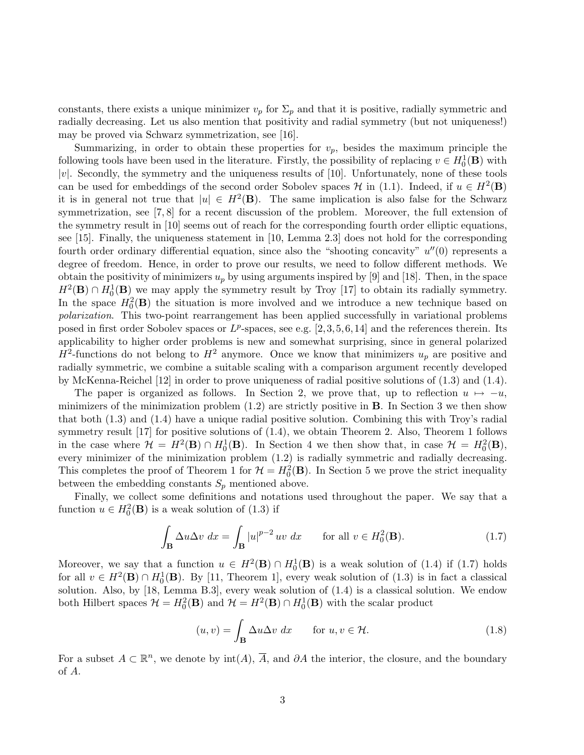constants, there exists a unique minimizer $v_p$ for $\Sigma_p$ and that it is positive, radially symmetric and radially decreasing. Let us also mention that positivity and radial symmetry (but not uniqueness!) may be proved via Schwarz symmetrization, see [16].

Summarizing, in order to obtain these properties for $v_p$, besides the maximum principle the following tools have been used in the literature. Firstly, the possibility of replacing $v \in H_0^1(\mathbf{B})$ with $|v|$. Secondly, the symmetry and the uniqueness results of [10]. Unfortunately, none of these tools can be used for embeddings of the second order Sobolev spaces $\mathcal{H}$ in (1.1). Indeed, if $u \in H^2(\mathbf{B})$ it is in general not true that $|u| \in H^2(\mathbf{B})$. The same implication is also false for the Schwarz symmetrization, see [7, 8] for a recent discussion of the problem. Moreover, the full extension of the symmetry result in [10] seems out of reach for the corresponding fourth order elliptic equations, see [15]. Finally, the uniqueness statement in [10, Lemma 2.3] does not hold for the corresponding fourth order ordinary differential equation, since also the "shooting concavity" $u''(0)$ represents a degree of freedom. Hence, in order to prove our results, we need to follow different methods. We obtain the positivity of minimizers $u_p$ by using arguments inspired by [9] and [18]. Then, in the space $H^2(\mathbf{B}) \cap H_0^1(\mathbf{B})$ we may apply the symmetry result by Troy [17] to obtain its radially symmetry. In the space $H_0^2(\mathbf{B})$ the situation is more involved and we introduce a new technique based on *polarization*. This two-point rearrangement has been applied successfully in variational problems posed in first order Sobolev spaces or $L^p$-spaces, see e.g. [2,3,5,6,14] and the references therein. Its applicability to higher order problems is new and somewhat surprising, since in general polarized $H^2$-functions do not belong to $H^2$ anymore. Once we know that minimizers $u_p$ are positive and radially symmetric, we combine a suitable scaling with a comparison argument recently developed by McKenna-Reichel [12] in order to prove uniqueness of radial positive solutions of (1.3) and (1.4).

The paper is organized as follows. In Section 2, we prove that, up to reflection $u \mapsto -u$, minimizers of the minimization problem (1.2) are strictly positive in $\mathbf{B}$. In Section 3 we then show that both (1.3) and (1.4) have a unique radial positive solution. Combining this with Troy's radial symmetry result [17] for positive solutions of (1.4), we obtain Theorem 2. Also, Theorem 1 follows in the case where $\mathcal{H} = H^2(\mathbf{B}) \cap H_0^1(\mathbf{B})$. In Section 4 we then show that, in case $\mathcal{H} = H_0^2(\mathbf{B})$, every minimizer of the minimization problem (1.2) is radially symmetric and radially decreasing. This completes the proof of Theorem 1 for $\mathcal{H} = H_0^2(\mathbf{B})$. In Section 5 we prove the strict inequality between the embedding constants $S_p$ mentioned above.

Finally, we collect some definitions and notations used throughout the paper. We say that a function $u \in H_0^2(\mathbf{B})$ is a weak solution of (1.3) if

$$\int_{\mathbf{B}} \Delta u \Delta v \, dx = \int_{\mathbf{B}} |u|^{p-2} uv \, dx \qquad \text{for all } v \in H_0^2(\mathbf{B}). \tag{1.7}$$

Moreover, we say that a function $u \in H^2(\mathbf{B}) \cap H_0^1(\mathbf{B})$ is a weak solution of (1.4) if (1.7) holds for all $v \in H^2(\mathbf{B}) \cap H_0^1(\mathbf{B})$. By [11, Theorem 1], every weak solution of (1.3) is in fact a classical solution. Also, by [18, Lemma B.3], every weak solution of (1.4) is a classical solution. We endow both Hilbert spaces $\mathcal{H} = H_0^2(\mathbf{B})$ and $\mathcal{H} = H^2(\mathbf{B}) \cap H_0^1(\mathbf{B})$ with the scalar product

$$(u, v) = \int_{\mathbf{B}} \Delta u \Delta v \, dx \qquad \text{for } u, v \in \mathcal{H}. \tag{1.8}$$

For a subset $A \subset \mathbb{R}^n$, we denote by $\text{int}(A)$, $\overline{A}$, and $\partial A$ the interior, the closure, and the boundary of $A$.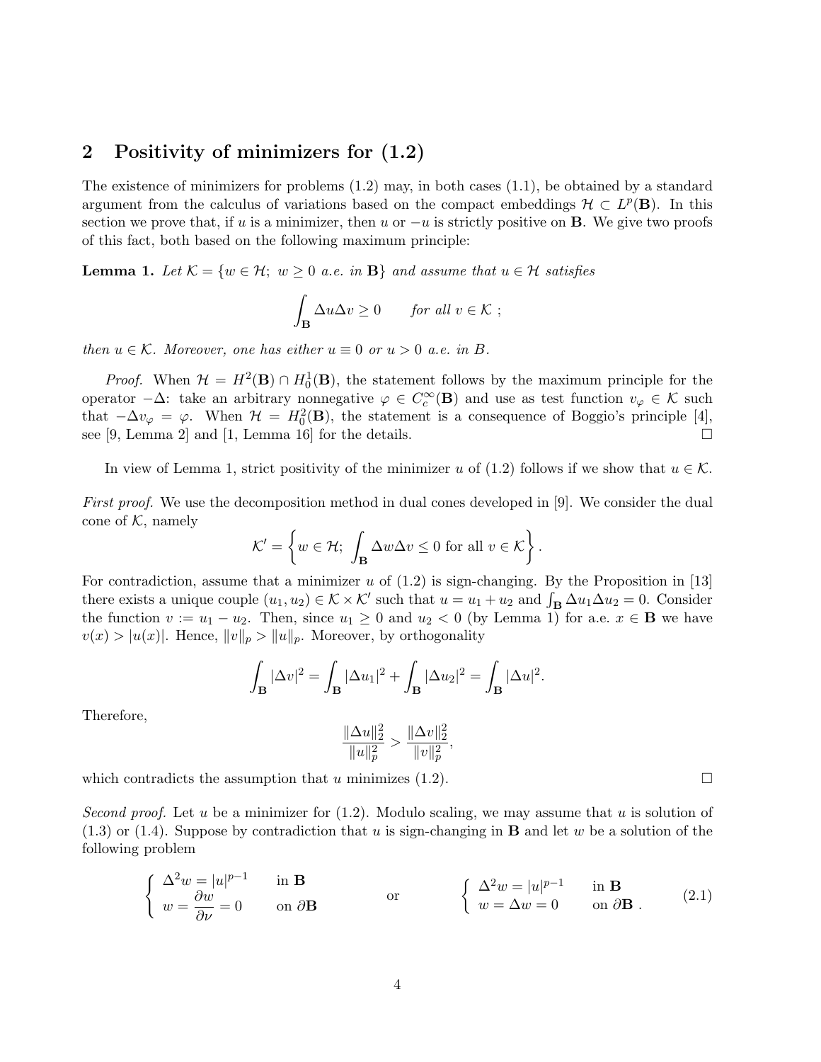## 2 Positivity of minimizers for (1.2)

The existence of minimizers for problems (1.2) may, in both cases (1.1), be obtained by a standard argument from the calculus of variations based on the compact embeddings $\mathcal{H} \subset L^p(\mathbf{B})$. In this section we prove that, if $u$ is a minimizer, then $u$ or $-u$ is strictly positive on $\mathbf{B}$. We give two proofs of this fact, both based on the following maximum principle:

**Lemma 1.** *Let $\mathcal{K} = \{w \in \mathcal{H};\ w \geq 0$ a.e. in $\mathbf{B}\}$ and assume that $u \in \mathcal{H}$ satisfies*

$$\int_{\mathbf{B}} \Delta u \Delta v \geq 0 \qquad \text{for all } v \in \mathcal{K}\ ;$$

*then $u \in \mathcal{K}$. Moreover, one has either $u \equiv 0$ or $u > 0$ a.e. in $B$.*

*Proof.* When $\mathcal{H} = H^2(\mathbf{B}) \cap H_0^1(\mathbf{B})$, the statement follows by the maximum principle for the operator $-\Delta$: take an arbitrary nonnegative $\varphi \in C_c^\infty(\mathbf{B})$ and use as test function $v_\varphi \in \mathcal{K}$ such that $-\Delta v_\varphi = \varphi$. When $\mathcal{H} = H_0^2(\mathbf{B})$, the statement is a consequence of Boggio's principle [4], see [9, Lemma 2] and [1, Lemma 16] for the details. $\square$

In view of Lemma 1, strict positivity of the minimizer $u$ of (1.2) follows if we show that $u \in \mathcal{K}$.

*First proof.* We use the decomposition method in dual cones developed in [9]. We consider the dual cone of $\mathcal{K}$, namely

$$\mathcal{K}' = \left\{ w \in \mathcal{H};\ \int_{\mathbf{B}} \Delta w \Delta v \leq 0 \text{ for all } v \in \mathcal{K} \right\}.$$

For contradiction, assume that a minimizer $u$ of (1.2) is sign-changing. By the Proposition in [13] there exists a unique couple $(u_1, u_2) \in \mathcal{K} \times \mathcal{K}'$ such that $u = u_1 + u_2$ and $\int_{\mathbf{B}} \Delta u_1 \Delta u_2 = 0$. Consider the function $v := u_1 - u_2$. Then, since $u_1 \geq 0$ and $u_2 < 0$ (by Lemma 1) for a.e. $x \in \mathbf{B}$ we have $v(x) > |u(x)|$. Hence, $\|v\|_p > \|u\|_p$. Moreover, by orthogonality

$$\int_{\mathbf{B}} |\Delta v|^2 = \int_{\mathbf{B}} |\Delta u_1|^2 + \int_{\mathbf{B}} |\Delta u_2|^2 = \int_{\mathbf{B}} |\Delta u|^2.$$

Therefore,

$$\frac{\|\Delta u\|_2^2}{\|u\|_p^2} > \frac{\|\Delta v\|_2^2}{\|v\|_p^2},$$

which contradicts the assumption that $u$ minimizes (1.2). $\square$

*Second proof.* Let $u$ be a minimizer for (1.2). Modulo scaling, we may assume that $u$ is solution of (1.3) or (1.4). Suppose by contradiction that $u$ is sign-changing in $\mathbf{B}$ and let $w$ be a solution of the following problem

$$\begin{cases} \Delta^2 w = |u|^{p-1} & \text{in } \mathbf{B} \\ w = \dfrac{\partial w}{\partial \nu} = 0 & \text{on } \partial \mathbf{B} \end{cases} \qquad \text{or} \qquad \begin{cases} \Delta^2 w = |u|^{p-1} & \text{in } \mathbf{B} \\ w = \Delta w = 0 & \text{on } \partial \mathbf{B}\ . \end{cases} \tag{2.1}$$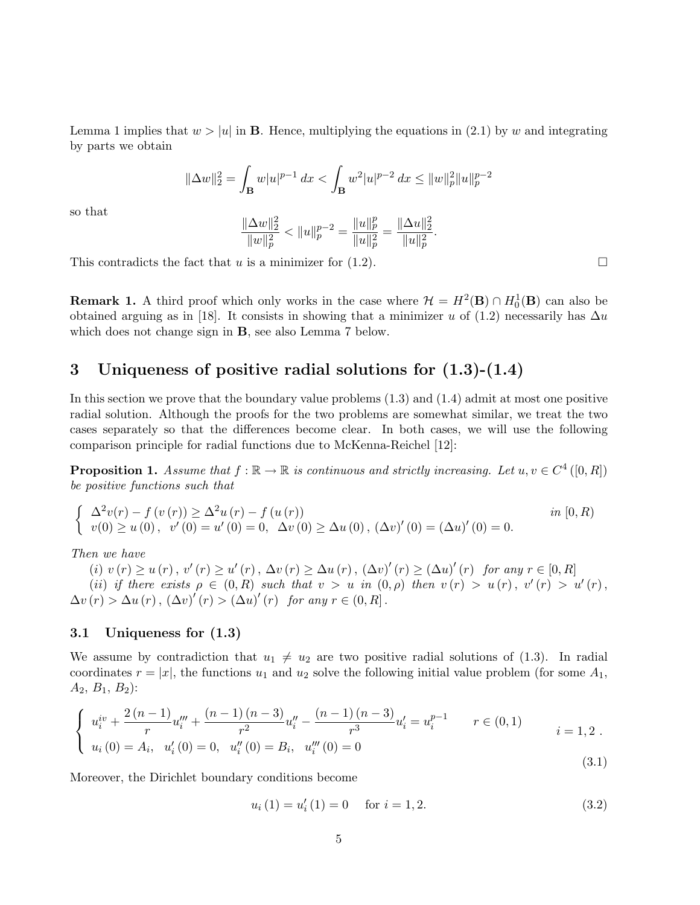Lemma 1 implies that $w > |u|$ in $\mathbf{B}$. Hence, multiplying the equations in (2.1) by $w$ and integrating by parts we obtain

$$\|\Delta w\|_2^2 = \int_{\mathbf{B}} w|u|^{p-1}\, dx < \int_{\mathbf{B}} w^2|u|^{p-2}\, dx \le \|w\|_p^2 \|u\|_p^{p-2}$$

so that

$$\frac{\|\Delta w\|_2^2}{\|w\|_p^2} < \|u\|_p^{p-2} = \frac{\|u\|_p^p}{\|u\|_p^2} = \frac{\|\Delta u\|_2^2}{\|u\|_p^2}.$$

This contradicts the fact that $u$ is a minimizer for (1.2). $\square$

**Remark 1.** A third proof which only works in the case where $\mathcal{H} = H^2(\mathbf{B}) \cap H_0^1(\mathbf{B})$ can also be obtained arguing as in [18]. It consists in showing that a minimizer $u$ of (1.2) necessarily has $\Delta u$ which does not change sign in $\mathbf{B}$, see also Lemma 7 below.

## 3 Uniqueness of positive radial solutions for (1.3)-(1.4)

In this section we prove that the boundary value problems (1.3) and (1.4) admit at most one positive radial solution. Although the proofs for the two problems are somewhat similar, we treat the two cases separately so that the differences become clear. In both cases, we will use the following comparison principle for radial functions due to McKenna-Reichel [12]:

**Proposition 1.** *Assume that $f : \mathbb{R} \to \mathbb{R}$ is continuous and strictly increasing. Let $u, v \in C^4([0, R])$ be positive functions such that*

$$\begin{cases} \Delta^2 v(r) - f(v(r)) \ge \Delta^2 u(r) - f(u(r)) & \text{in } [0, R) \\ v(0) \ge u(0), \quad v'(0) = u'(0) = 0, \quad \Delta v(0) \ge \Delta u(0), \; (\Delta v)'(0) = (\Delta u)'(0) = 0. \end{cases}$$

*Then we have*

*(i)* $v(r) \ge u(r)$, $v'(r) \ge u'(r)$, $\Delta v(r) \ge \Delta u(r)$, $(\Delta v)'(r) \ge (\Delta u)'(r)$ *for any* $r \in [0, R]$

*(ii) if there exists* $\rho \in (0, R)$ *such that* $v > u$ *in* $(0, \rho)$ *then* $v(r) > u(r)$, $v'(r) > u'(r)$, $\Delta v(r) > \Delta u(r)$, $(\Delta v)'(r) > (\Delta u)'(r)$ *for any* $r \in (0, R]$.

### 3.1 Uniqueness for (1.3)

We assume by contradiction that $u_1 \neq u_2$ are two positive radial solutions of (1.3). In radial coordinates $r = |x|$, the functions $u_1$ and $u_2$ solve the following initial value problem (for some $A_1$, $A_2$, $B_1$, $B_2$):

$$\begin{cases} u_i^{iv} + \dfrac{2(n-1)}{r} u_i''' + \dfrac{(n-1)(n-3)}{r^2} u_i'' - \dfrac{(n-1)(n-3)}{r^3} u_i' = u_i^{p-1} & r \in (0,1) \\ u_i(0) = A_i, \quad u_i'(0) = 0, \quad u_i''(0) = B_i, \quad u_i'''(0) = 0 \end{cases} \quad i = 1, 2\,. \tag{3.1}$$

Moreover, the Dirichlet boundary conditions become

$$u_i(1) = u_i'(1) = 0 \quad \text{ for } i = 1, 2. \tag{3.2}$$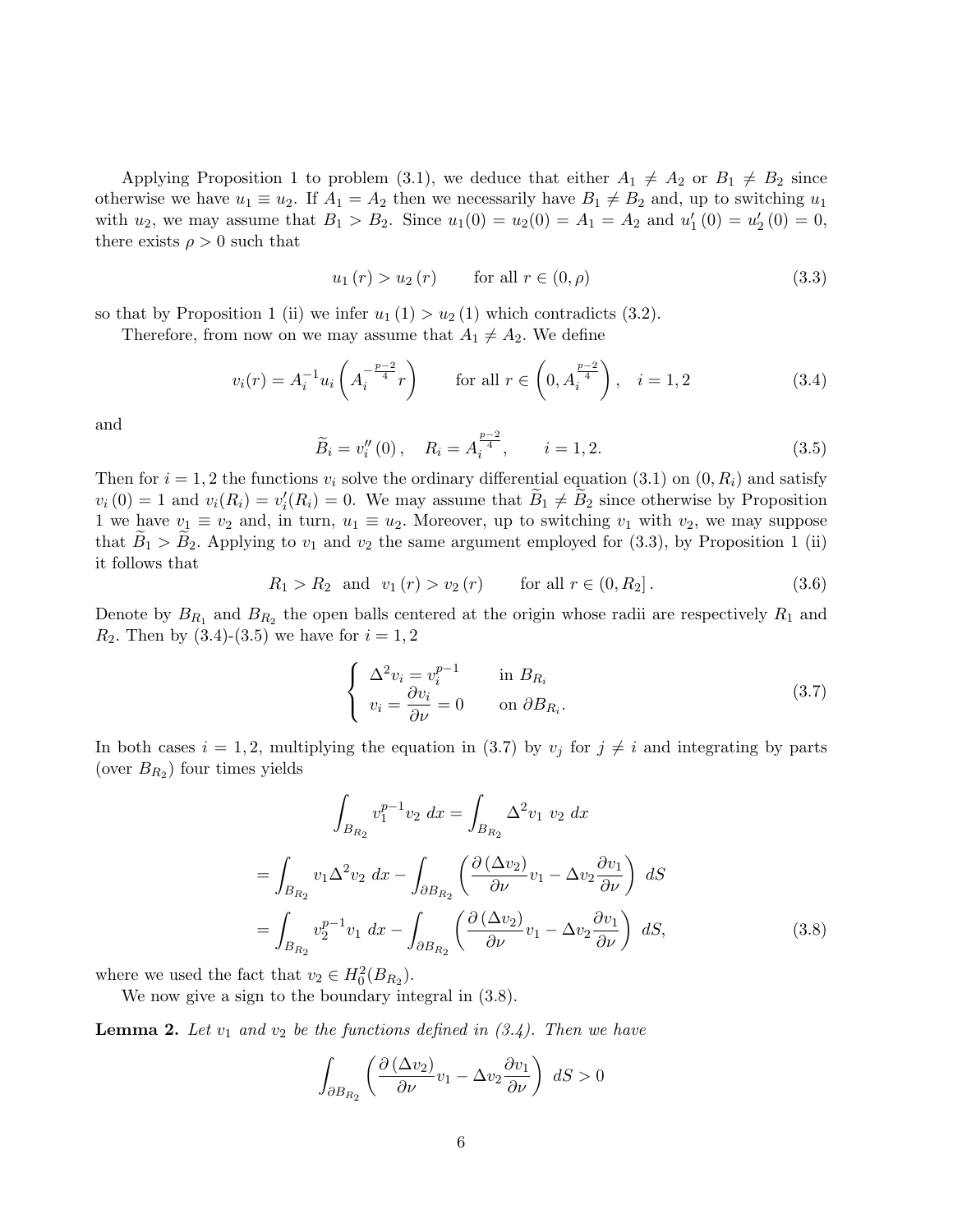Applying Proposition 1 to problem (3.1), we deduce that either $A_1 \neq A_2$ or $B_1 \neq B_2$ since otherwise we have $u_1 \equiv u_2$. If $A_1 = A_2$ then we necessarily have $B_1 \neq B_2$ and, up to switching $u_1$ with $u_2$, we may assume that $B_1 > B_2$. Since $u_1(0) = u_2(0) = A_1 = A_2$ and $u_1'(0) = u_2'(0) = 0$, there exists $\rho > 0$ such that

$$u_1(r) > u_2(r) \qquad \text{for all } r \in (0, \rho) \tag{3.3}$$

so that by Proposition 1 (ii) we infer $u_1(1) > u_2(1)$ which contradicts (3.2).

Therefore, from now on we may assume that $A_1 \neq A_2$. We define

$$v_i(r) = A_i^{-1} u_i\left(A_i^{-\frac{p-2}{4}} r\right) \qquad \text{for all } r \in \left(0, A_i^{\frac{p-2}{4}}\right), \quad i = 1, 2 \tag{3.4}$$

and

$$\widetilde{B}_i = v_i''(0), \quad R_i = A_i^{\frac{p-2}{4}}, \qquad i = 1, 2. \tag{3.5}$$

Then for $i = 1, 2$ the functions $v_i$ solve the ordinary differential equation (3.1) on $(0, R_i)$ and satisfy $v_i(0) = 1$ and $v_i(R_i) = v_i'(R_i) = 0$. We may assume that $\widetilde{B}_1 \neq \widetilde{B}_2$ since otherwise by Proposition 1 we have $v_1 \equiv v_2$ and, in turn, $u_1 \equiv u_2$. Moreover, up to switching $v_1$ with $v_2$, we may suppose that $\widetilde{B}_1 > \widetilde{B}_2$. Applying to $v_1$ and $v_2$ the same argument employed for (3.3), by Proposition 1 (ii) it follows that

$$R_1 > R_2 \ \text{ and } \ v_1(r) > v_2(r) \qquad \text{for all } r \in (0, R_2]. \tag{3.6}$$

Denote by $B_{R_1}$ and $B_{R_2}$ the open balls centered at the origin whose radii are respectively $R_1$ and $R_2$. Then by (3.4)-(3.5) we have for $i = 1, 2$

$$\begin{cases} \Delta^2 v_i = v_i^{p-1} & \text{in } B_{R_i} \\ v_i = \dfrac{\partial v_i}{\partial \nu} = 0 & \text{on } \partial B_{R_i}. \end{cases} \tag{3.7}$$

In both cases $i = 1, 2$, multiplying the equation in (3.7) by $v_j$ for $j \neq i$ and integrating by parts (over $B_{R_2}$) four times yields

$$\begin{aligned} \int_{B_{R_2}} v_1^{p-1} v_2 \, dx &= \int_{B_{R_2}} \Delta^2 v_1 \, v_2 \, dx \\ &= \int_{B_{R_2}} v_1 \Delta^2 v_2 \, dx - \int_{\partial B_{R_2}} \left( \frac{\partial (\Delta v_2)}{\partial \nu} v_1 - \Delta v_2 \frac{\partial v_1}{\partial \nu} \right) \, dS \\ &= \int_{B_{R_2}} v_2^{p-1} v_1 \, dx - \int_{\partial B_{R_2}} \left( \frac{\partial (\Delta v_2)}{\partial \nu} v_1 - \Delta v_2 \frac{\partial v_1}{\partial \nu} \right) \, dS, \end{aligned} \tag{3.8}$$

where we used the fact that $v_2 \in H_0^2(B_{R_2})$.

We now give a sign to the boundary integral in (3.8).

**Lemma 2.** *Let $v_1$ and $v_2$ be the functions defined in (3.4). Then we have*

$$\int_{\partial B_{R_2}} \left( \frac{\partial (\Delta v_2)}{\partial \nu} v_1 - \Delta v_2 \frac{\partial v_1}{\partial \nu} \right) \, dS > 0$$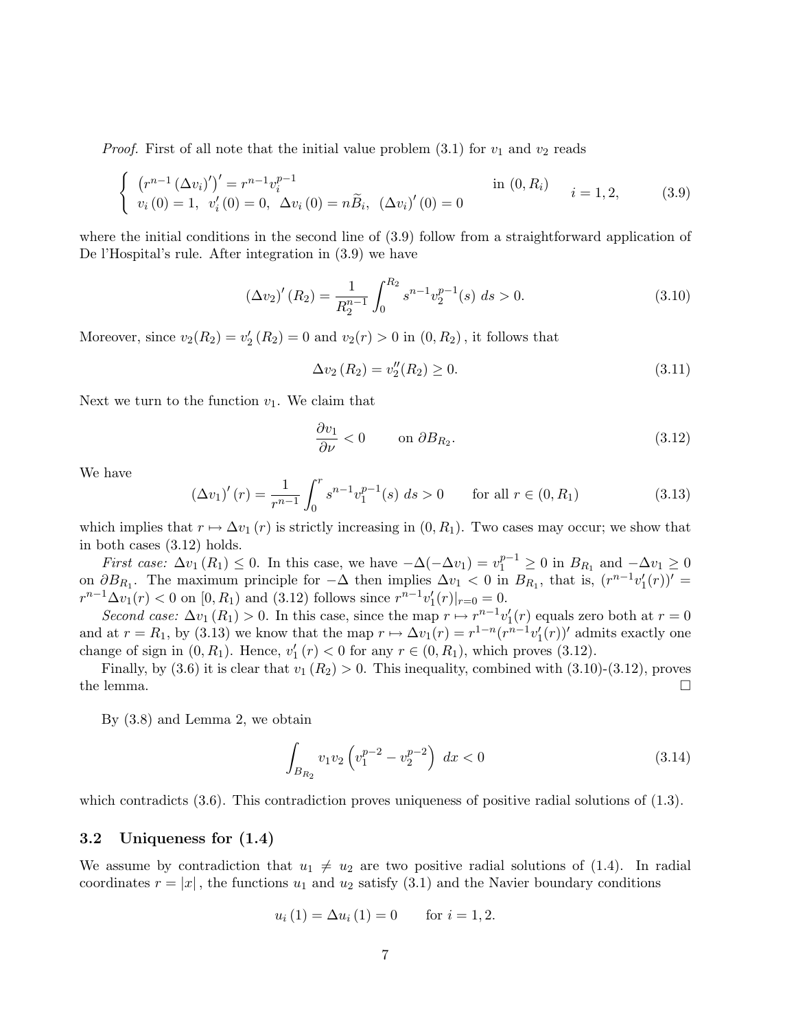*Proof.* First of all note that the initial value problem (3.1) for $v_1$ and $v_2$ reads

$$\begin{cases} \left(r^{n-1}\left(\Delta v_i\right)'\right)' = r^{n-1}v_i^{p-1} & \text{in } (0,R_i) \\ v_i\left(0\right)=1,\;\; v_i'\left(0\right)=0,\;\; \Delta v_i\left(0\right)=n\widetilde{B}_i,\;\; \left(\Delta v_i\right)'\left(0\right)=0 & \end{cases} \qquad i=1,2, \tag{3.9}$$

where the initial conditions in the second line of (3.9) follow from a straightforward application of De l'Hospital's rule. After integration in (3.9) we have

$$\left(\Delta v_2\right)'\left(R_2\right) = \frac{1}{R_2^{n-1}}\int_0^{R_2} s^{n-1}v_2^{p-1}(s)\;ds > 0. \tag{3.10}$$

Moreover, since $v_2(R_2) = v_2'\left(R_2\right) = 0$ and $v_2(r) > 0$ in $(0,R_2)$, it follows that

$$\Delta v_2\left(R_2\right) = v_2''(R_2) \geq 0. \tag{3.11}$$

Next we turn to the function $v_1$. We claim that

$$\frac{\partial v_1}{\partial \nu} < 0 \qquad \text{on } \partial B_{R_2}. \tag{3.12}$$

We have

$$\left(\Delta v_1\right)'(r) = \frac{1}{r^{n-1}}\int_0^r s^{n-1}v_1^{p-1}(s)\;ds > 0 \qquad \text{for all } r\in(0,R_1) \tag{3.13}$$

which implies that $r \mapsto \Delta v_1\left(r\right)$ is strictly increasing in $(0,R_1)$. Two cases may occur; we show that in both cases (3.12) holds.

*First case:* $\Delta v_1\left(R_1\right) \leq 0$. In this case, we have $-\Delta(-\Delta v_1) = v_1^{p-1} \geq 0$ in $B_{R_1}$ and $-\Delta v_1 \geq 0$ on $\partial B_{R_1}$. The maximum principle for $-\Delta$ then implies $\Delta v_1 < 0$ in $B_{R_1}$, that is, $(r^{n-1}v_1'(r))' = r^{n-1}\Delta v_1(r) < 0$ on $[0,R_1)$ and (3.12) follows since $r^{n-1}v_1'(r)|_{r=0} = 0$.

*Second case:* $\Delta v_1\left(R_1\right) > 0$. In this case, since the map $r \mapsto r^{n-1}v_1'(r)$ equals zero both at $r=0$ and at $r=R_1$, by (3.13) we know that the map $r \mapsto \Delta v_1(r) = r^{1-n}(r^{n-1}v_1'(r))'$ admits exactly one change of sign in $(0,R_1)$. Hence, $v_1'\left(r\right) < 0$ for any $r\in(0,R_1)$, which proves (3.12).

Finally, by (3.6) it is clear that $v_1\left(R_2\right) > 0$. This inequality, combined with (3.10)-(3.12), proves the lemma. $\square$

By (3.8) and Lemma 2, we obtain

$$\int_{B_{R_2}} v_1v_2\left(v_1^{p-2} - v_2^{p-2}\right)\;dx < 0 \tag{3.14}$$

which contradicts (3.6). This contradiction proves uniqueness of positive radial solutions of (1.3).

### 3.2 Uniqueness for (1.4)

We assume by contradiction that $u_1 \neq u_2$ are two positive radial solutions of (1.4). In radial coordinates $r = |x|$, the functions $u_1$ and $u_2$ satisfy (3.1) and the Navier boundary conditions

$$u_i\left(1\right) = \Delta u_i\left(1\right) = 0 \qquad \text{for } i=1,2.$$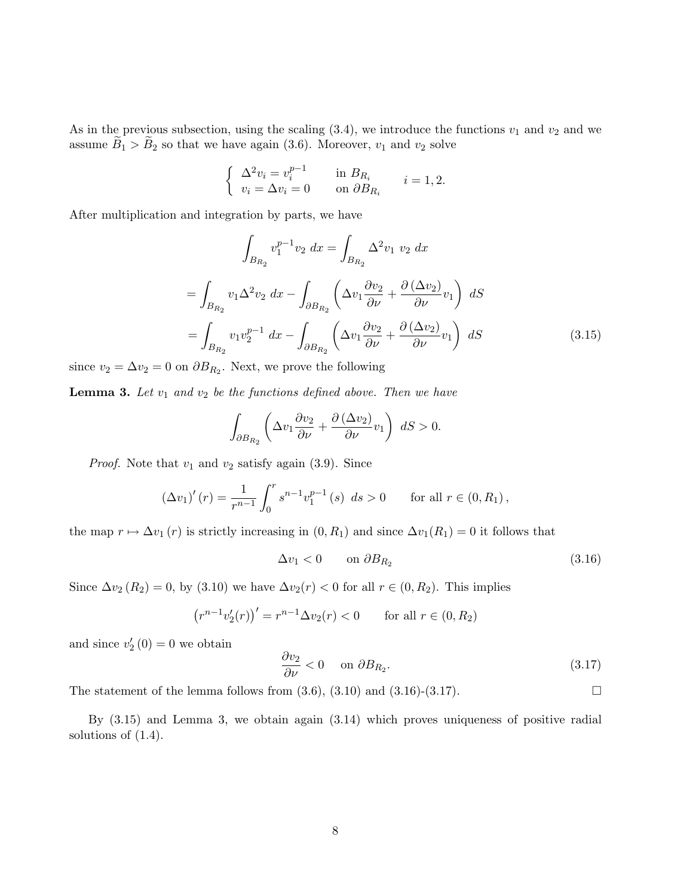As in the previous subsection, using the scaling (3.4), we introduce the functions $v_1$ and $v_2$ and we assume $\widetilde{B}_1 > \widetilde{B}_2$ so that we have again (3.6). Moreover, $v_1$ and $v_2$ solve

$$\begin{cases} \Delta^2 v_i = v_i^{p-1} & \text{in } B_{R_i} \\ v_i = \Delta v_i = 0 & \text{on } \partial B_{R_i} \end{cases} \qquad i = 1, 2.$$

After multiplication and integration by parts, we have

$$\int_{B_{R_2}} v_1^{p-1} v_2 \; dx = \int_{B_{R_2}} \Delta^2 v_1 \; v_2 \; dx$$

$$= \int_{B_{R_2}} v_1 \Delta^2 v_2 \; dx - \int_{\partial B_{R_2}} \left( \Delta v_1 \frac{\partial v_2}{\partial \nu} + \frac{\partial \left(\Delta v_2\right)}{\partial \nu} v_1 \right) \; dS$$

$$= \int_{B_{R_2}} v_1 v_2^{p-1} \; dx - \int_{\partial B_{R_2}} \left( \Delta v_1 \frac{\partial v_2}{\partial \nu} + \frac{\partial \left(\Delta v_2\right)}{\partial \nu} v_1 \right) \; dS \tag{3.15}$$

since $v_2 = \Delta v_2 = 0$ on $\partial B_{R_2}$. Next, we prove the following

**Lemma 3.** *Let $v_1$ and $v_2$ be the functions defined above. Then we have*

$$\int_{\partial B_{R_2}} \left( \Delta v_1 \frac{\partial v_2}{\partial \nu} + \frac{\partial \left(\Delta v_2\right)}{\partial \nu} v_1 \right) \; dS > 0.$$

*Proof.* Note that $v_1$ and $v_2$ satisfy again (3.9). Since

$$\left(\Delta v_1\right)'(r) = \frac{1}{r^{n-1}} \int_0^r s^{n-1} v_1^{p-1}(s) \; ds > 0 \qquad \text{for all } r \in (0, R_1),$$

the map $r \mapsto \Delta v_1(r)$ is strictly increasing in $(0, R_1)$ and since $\Delta v_1(R_1) = 0$ it follows that

$$\Delta v_1 < 0 \qquad \text{on } \partial B_{R_2} \tag{3.16}$$

Since $\Delta v_2(R_2) = 0$, by (3.10) we have $\Delta v_2(r) < 0$ for all $r \in (0, R_2)$. This implies

$$\left(r^{n-1} v_2'(r)\right)' = r^{n-1} \Delta v_2(r) < 0 \qquad \text{for all } r \in (0, R_2)$$

and since $v_2'(0) = 0$ we obtain

$$\frac{\partial v_2}{\partial \nu} < 0 \quad \text{ on } \partial B_{R_2}. \tag{3.17}$$

The statement of the lemma follows from (3.6), (3.10) and (3.16)-(3.17). $\square$

By (3.15) and Lemma 3, we obtain again (3.14) which proves uniqueness of positive radial solutions of (1.4).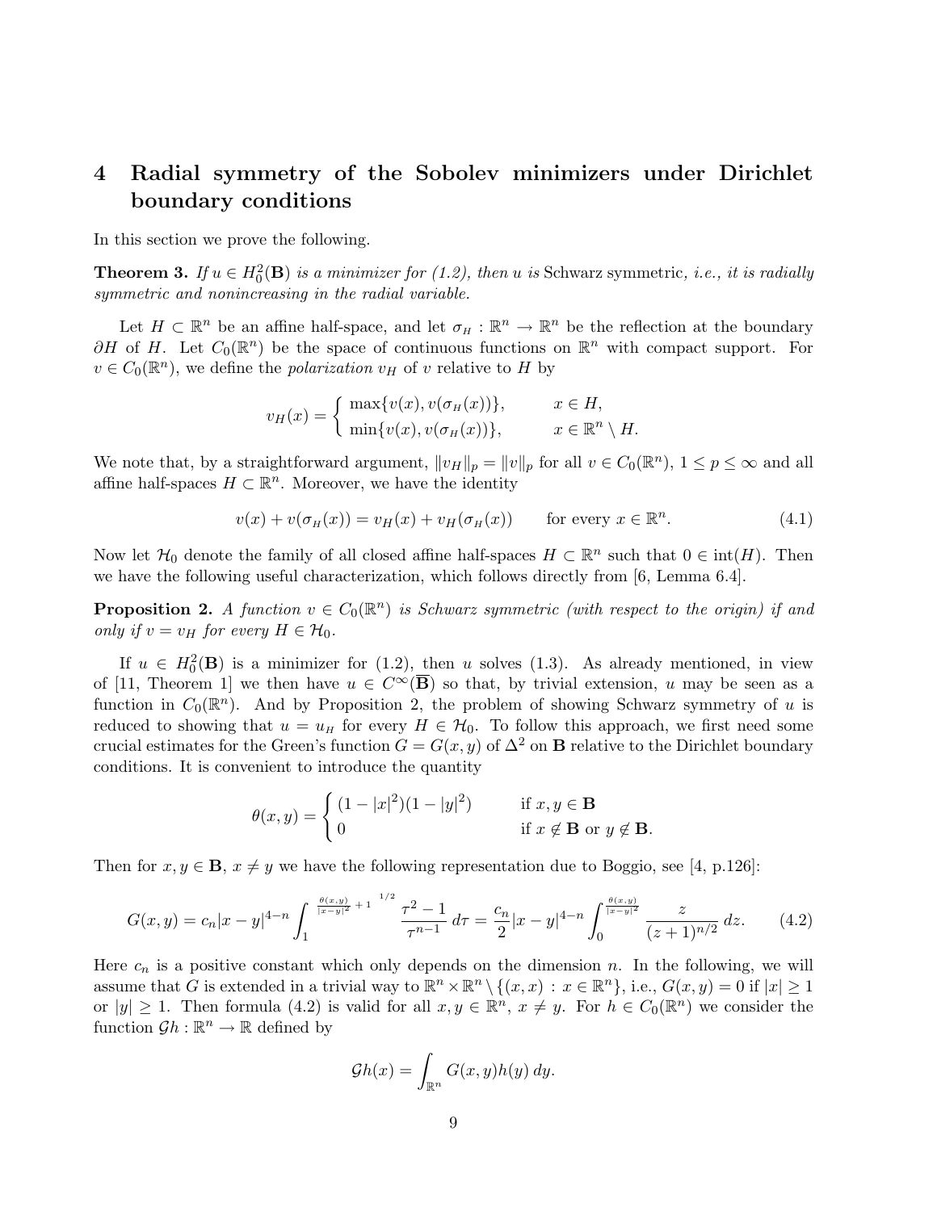## 4 Radial symmetry of the Sobolev minimizers under Dirichlet boundary conditions

In this section we prove the following.

**Theorem 3.** *If $u \in H_0^2(\mathbf{B})$ is a minimizer for (1.2), then $u$ is* Schwarz symmetric*, i.e., it is radially symmetric and nonincreasing in the radial variable.*

Let $H \subset \mathbb{R}^n$ be an affine half-space, and let $\sigma_H : \mathbb{R}^n \to \mathbb{R}^n$ be the reflection at the boundary $\partial H$ of $H$. Let $C_0(\mathbb{R}^n)$ be the space of continuous functions on $\mathbb{R}^n$ with compact support. For $v \in C_0(\mathbb{R}^n)$, we define the *polarization* $v_H$ of $v$ relative to $H$ by

$$
v_H(x) = \begin{cases} \max\{v(x), v(\sigma_H(x))\}, & x \in H, \\ \min\{v(x), v(\sigma_H(x))\}, & x \in \mathbb{R}^n \setminus H. \end{cases}
$$

We note that, by a straightforward argument, $\|v_H\|_p = \|v\|_p$ for all $v \in C_0(\mathbb{R}^n)$, $1 \le p \le \infty$ and all affine half-spaces $H \subset \mathbb{R}^n$. Moreover, we have the identity

$$
v(x) + v(\sigma_H(x)) = v_H(x) + v_H(\sigma_H(x)) \qquad \text{for every } x \in \mathbb{R}^n. \tag{4.1}
$$

Now let $\mathcal{H}_0$ denote the family of all closed affine half-spaces $H \subset \mathbb{R}^n$ such that $0 \in \mathrm{int}(H)$. Then we have the following useful characterization, which follows directly from [6, Lemma 6.4].

**Proposition 2.** *A function $v \in C_0(\mathbb{R}^n)$ is Schwarz symmetric (with respect to the origin) if and only if $v = v_H$ for every $H \in \mathcal{H}_0$.*

If $u \in H_0^2(\mathbf{B})$ is a minimizer for (1.2), then $u$ solves (1.3). As already mentioned, in view of [11, Theorem 1] we then have $u \in C^\infty(\overline{\mathbf{B}})$ so that, by trivial extension, $u$ may be seen as a function in $C_0(\mathbb{R}^n)$. And by Proposition 2, the problem of showing Schwarz symmetry of $u$ is reduced to showing that $u = u_H$ for every $H \in \mathcal{H}_0$. To follow this approach, we first need some crucial estimates for the Green's function $G = G(x, y)$ of $\Delta^2$ on $\mathbf{B}$ relative to the Dirichlet boundary conditions. It is convenient to introduce the quantity

$$
\theta(x, y) = \begin{cases} (1 - |x|^2)(1 - |y|^2) & \text{if } x, y \in \mathbf{B} \\ 0 & \text{if } x \notin \mathbf{B} \text{ or } y \notin \mathbf{B}. \end{cases}
$$

Then for $x, y \in \mathbf{B}$, $x \neq y$ we have the following representation due to Boggio, see [4, p.126]:

$$
G(x, y) = c_n |x - y|^{4-n} \int_1^{\left(\frac{\theta(x,y)}{|x-y|^2} + 1\right)^{1/2}} \frac{\tau^2 - 1}{\tau^{n-1}}\, d\tau = \frac{c_n}{2} |x - y|^{4-n} \int_0^{\frac{\theta(x,y)}{|x-y|^2}} \frac{z}{(z+1)^{n/2}}\, dz. \tag{4.2}
$$

Here $c_n$ is a positive constant which only depends on the dimension $n$. In the following, we will assume that $G$ is extended in a trivial way to $\mathbb{R}^n \times \mathbb{R}^n \setminus \{(x, x) : x \in \mathbb{R}^n\}$, i.e., $G(x, y) = 0$ if $|x| \ge 1$ or $|y| \ge 1$. Then formula (4.2) is valid for all $x, y \in \mathbb{R}^n$, $x \neq y$. For $h \in C_0(\mathbb{R}^n)$ we consider the function $\mathcal{G}h : \mathbb{R}^n \to \mathbb{R}$ defined by

$$
\mathcal{G}h(x) = \int_{\mathbb{R}^n} G(x, y) h(y)\, dy.
$$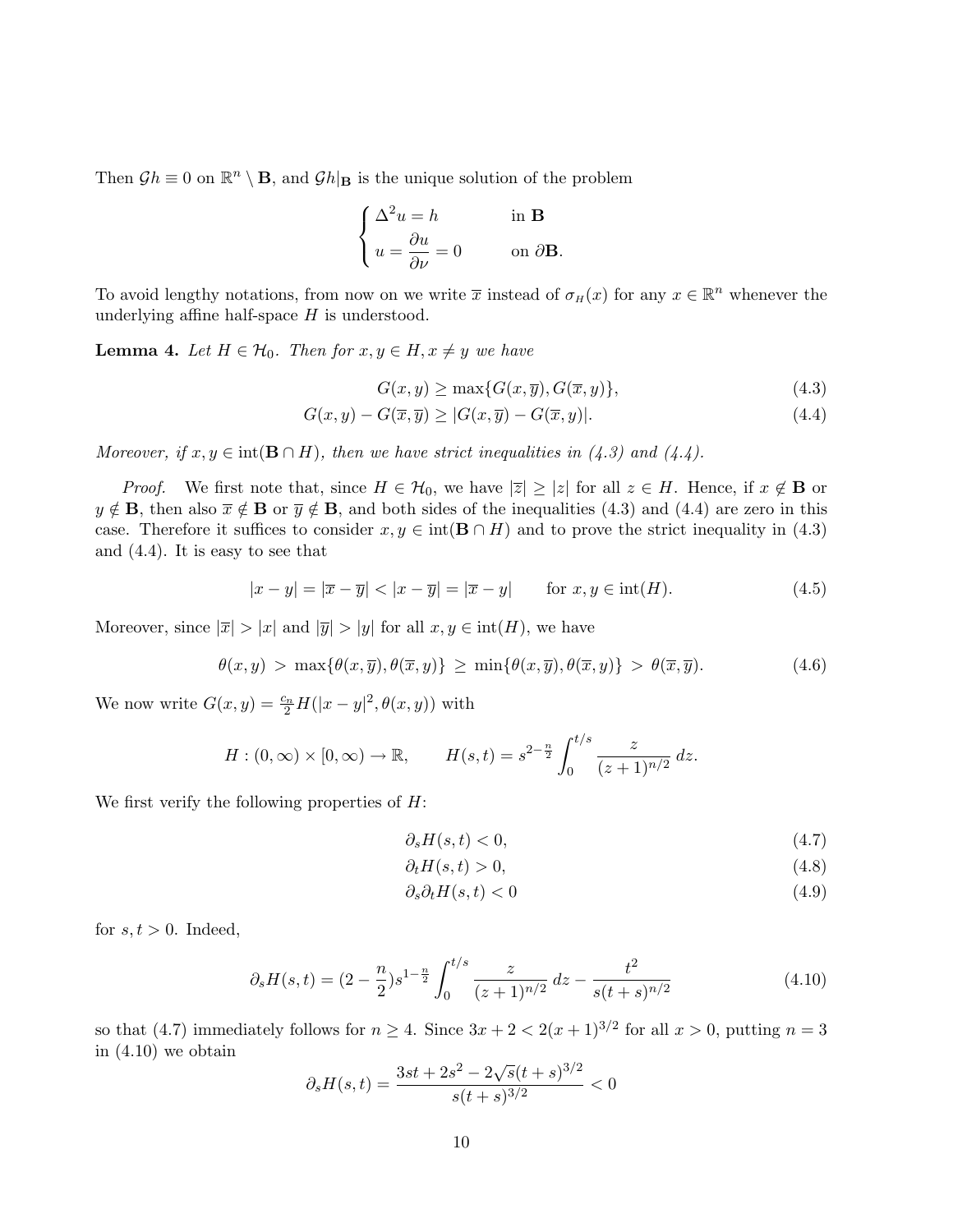Then $\mathcal{G}h \equiv 0$ on $\mathbb{R}^n \setminus \mathbf{B}$, and $\mathcal{G}h|_{\mathbf{B}}$ is the unique solution of the problem

$$
\begin{cases} \Delta^2 u = h & \text{in } \mathbf{B} \\ u = \dfrac{\partial u}{\partial \nu} = 0 & \text{on } \partial \mathbf{B}. \end{cases}
$$

To avoid lengthy notations, from now on we write $\overline{x}$ instead of $\sigma_H(x)$ for any $x \in \mathbb{R}^n$ whenever the underlying affine half-space $H$ is understood.

**Lemma 4.** *Let $H \in \mathcal{H}_0$. Then for $x, y \in H, x \neq y$ we have*

$$
G(x,y) \geq \max\{G(x,\overline{y}), G(\overline{x},y)\}, \tag{4.3}
$$

$$
G(x,y) - G(\overline{x},\overline{y}) \geq |G(x,\overline{y}) - G(\overline{x},y)|. \tag{4.4}
$$

*Moreover, if $x, y \in \operatorname{int}(\mathbf{B} \cap H)$, then we have strict inequalities in (4.3) and (4.4).*

*Proof.* We first note that, since $H \in \mathcal{H}_0$, we have $|\overline{z}| \geq |z|$ for all $z \in H$. Hence, if $x \notin \mathbf{B}$ or $y \notin \mathbf{B}$, then also $\overline{x} \notin \mathbf{B}$ or $\overline{y} \notin \mathbf{B}$, and both sides of the inequalities (4.3) and (4.4) are zero in this case. Therefore it suffices to consider $x, y \in \operatorname{int}(\mathbf{B} \cap H)$ and to prove the strict inequality in (4.3) and (4.4). It is easy to see that

$$
|x - y| = |\overline{x} - \overline{y}| < |x - \overline{y}| = |\overline{x} - y| \qquad \text{for } x, y \in \operatorname{int}(H). \tag{4.5}
$$

Moreover, since $|\overline{x}| > |x|$ and $|\overline{y}| > |y|$ for all $x, y \in \operatorname{int}(H)$, we have

$$
\theta(x,y) \;>\; \max\{\theta(x,\overline{y}), \theta(\overline{x},y)\} \;\geq\; \min\{\theta(x,\overline{y}), \theta(\overline{x},y)\} \;>\; \theta(\overline{x},\overline{y}). \tag{4.6}
$$

We now write $G(x,y) = \frac{c_n}{2} H(|x-y|^2, \theta(x,y))$ with

$$
H : (0,\infty) \times [0,\infty) \to \mathbb{R}, \qquad H(s,t) = s^{2-\frac{n}{2}} \int_0^{t/s} \frac{z}{(z+1)^{n/2}}\, dz.
$$

We first verify the following properties of $H$:

$$
\partial_s H(s,t) < 0, \tag{4.7}
$$

$$
\partial_t H(s,t) > 0, \tag{4.8}
$$

$$
\partial_s \partial_t H(s,t) < 0 \tag{4.9}
$$

for $s, t > 0$. Indeed,

$$
\partial_s H(s,t) = (2 - \frac{n}{2}) s^{1-\frac{n}{2}} \int_0^{t/s} \frac{z}{(z+1)^{n/2}}\, dz - \frac{t^2}{s(t+s)^{n/2}} \tag{4.10}
$$

so that (4.7) immediately follows for $n \geq 4$. Since $3x + 2 < 2(x+1)^{3/2}$ for all $x > 0$, putting $n = 3$ in (4.10) we obtain

$$
\partial_s H(s,t) = \frac{3st + 2s^2 - 2\sqrt{s}(t+s)^{3/2}}{s(t+s)^{3/2}} < 0
$$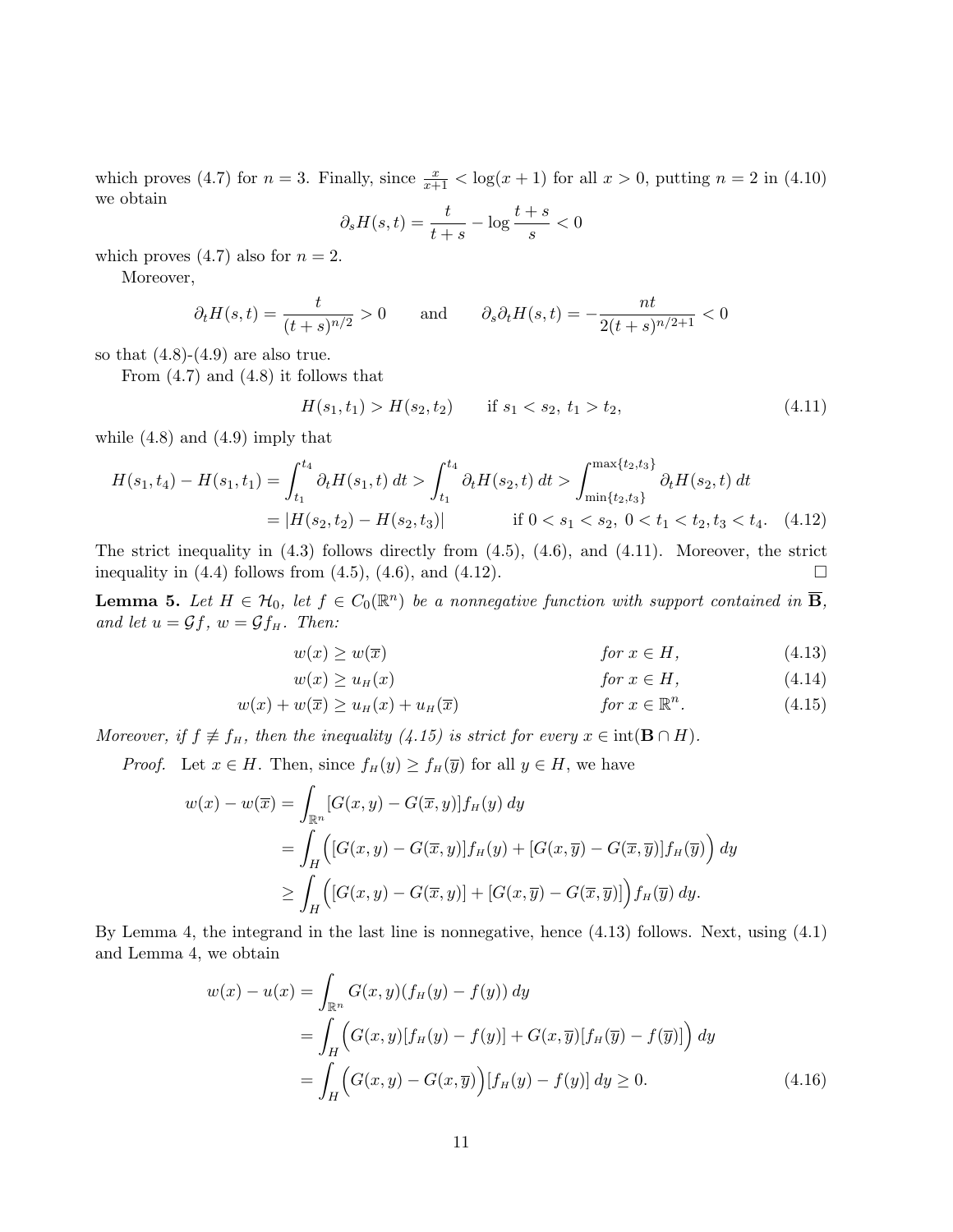which proves (4.7) for $n = 3$. Finally, since $\frac{x}{x+1} < \log(x+1)$ for all $x > 0$, putting $n = 2$ in (4.10) we obtain

$$\partial_s H(s,t) = \frac{t}{t+s} - \log\frac{t+s}{s} < 0$$

which proves (4.7) also for $n = 2$.

Moreover,

$$\partial_t H(s,t) = \frac{t}{(t+s)^{n/2}} > 0 \qquad \text{and} \qquad \partial_s \partial_t H(s,t) = -\frac{nt}{2(t+s)^{n/2+1}} < 0$$

so that (4.8)-(4.9) are also true.

From (4.7) and (4.8) it follows that

$$H(s_1, t_1) > H(s_2, t_2) \qquad \text{if } s_1 < s_2,\ t_1 > t_2, \tag{4.11}$$

while (4.8) and (4.9) imply that

$$\begin{aligned} H(s_1,t_4) - H(s_1,t_1) &= \int_{t_1}^{t_4} \partial_t H(s_1,t)\,dt > \int_{t_1}^{t_4} \partial_t H(s_2,t)\,dt > \int_{\min\{t_2,t_3\}}^{\max\{t_2,t_3\}} \partial_t H(s_2,t)\,dt \\ &= |H(s_2,t_2) - H(s_2,t_3)| \qquad\qquad \text{if } 0 < s_1 < s_2,\ 0 < t_1 < t_2, t_3 < t_4. \end{aligned} \tag{4.12}$$

The strict inequality in (4.3) follows directly from (4.5), (4.6), and (4.11). Moreover, the strict inequality in (4.4) follows from (4.5), (4.6), and (4.12). $\square$

**Lemma 5.** *Let $H \in \mathcal{H}_0$, let $f \in C_0(\mathbb{R}^n)$ be a nonnegative function with support contained in $\overline{\mathbf{B}}$, and let $u = \mathcal{G}f$, $w = \mathcal{G}f_H$. Then:*

$$w(x) \geq w(\overline{x}) \qquad\qquad \text{for } x \in H, \tag{4.13}$$

$$w(x) \geq u_H(x) \qquad\qquad \text{for } x \in H, \tag{4.14}$$

$$w(x) + w(\overline{x}) \geq u_H(x) + u_H(\overline{x}) \qquad\qquad \text{for } x \in \mathbb{R}^n. \tag{4.15}$$

*Moreover, if $f \not\equiv f_H$, then the inequality (4.15) is strict for every $x \in \operatorname{int}(\mathbf{B} \cap H)$.*

*Proof.* Let $x \in H$. Then, since $f_H(y) \geq f_H(\overline{y})$ for all $y \in H$, we have

$$\begin{aligned} w(x) - w(\overline{x}) &= \int_{\mathbb{R}^n} [G(x,y) - G(\overline{x},y)] f_H(y)\,dy \\ &= \int_H \Big( [G(x,y) - G(\overline{x},y)] f_H(y) + [G(x,\overline{y}) - G(\overline{x},\overline{y})] f_H(\overline{y}) \Big)\,dy \\ &\geq \int_H \Big( [G(x,y) - G(\overline{x},y)] + [G(x,\overline{y}) - G(\overline{x},\overline{y})] \Big) f_H(\overline{y})\,dy. \end{aligned}$$

By Lemma 4, the integrand in the last line is nonnegative, hence (4.13) follows. Next, using (4.1) and Lemma 4, we obtain

$$\begin{aligned} w(x) - u(x) &= \int_{\mathbb{R}^n} G(x,y)(f_H(y) - f(y))\,dy \\ &= \int_H \Big( G(x,y)[f_H(y) - f(y)] + G(x,\overline{y})[f_H(\overline{y}) - f(\overline{y})] \Big)\,dy \\ &= \int_H \Big( G(x,y) - G(x,\overline{y}) \Big)[f_H(y) - f(y)]\,dy \geq 0. \end{aligned} \tag{4.16}$$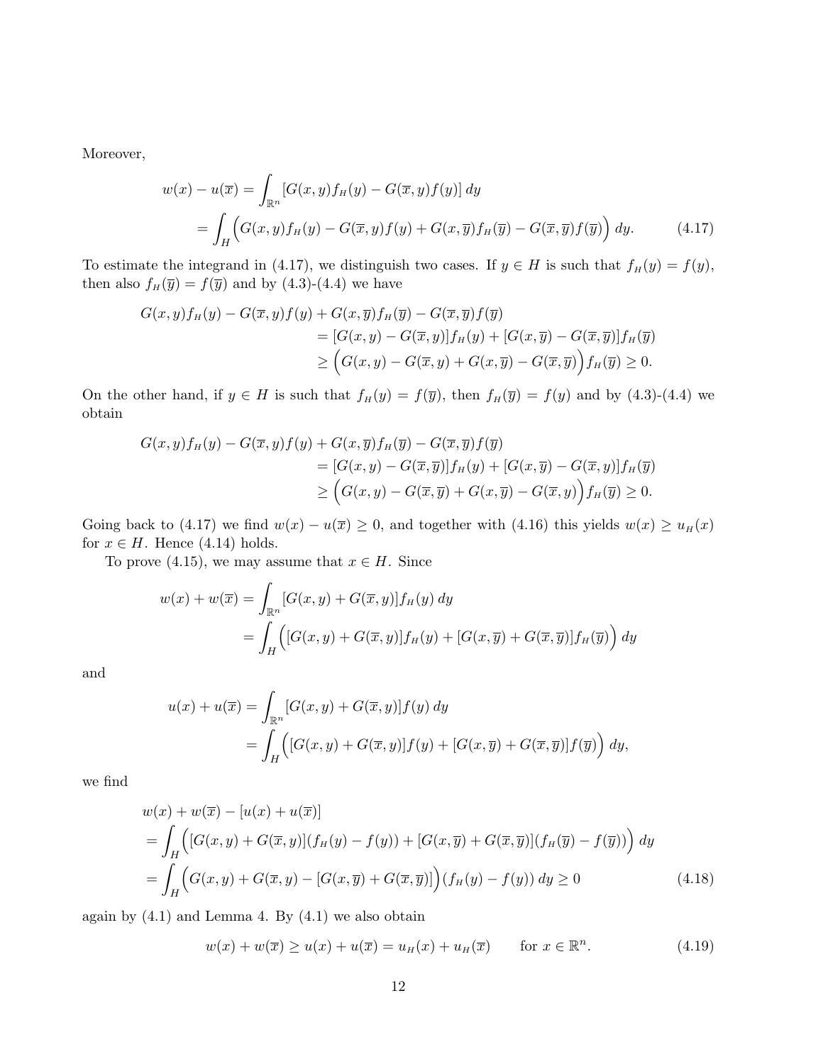Moreover,

$$
\begin{aligned}
w(x) - u(\overline{x}) &= \int_{\mathbb{R}^n} [G(x,y) f_H(y) - G(\overline{x}, y) f(y)]\, dy \\
&= \int_H \Big( G(x,y) f_H(y) - G(\overline{x}, y) f(y) + G(x, \overline{y}) f_H(\overline{y}) - G(\overline{x}, \overline{y}) f(\overline{y}) \Big)\, dy. \qquad (4.17)
\end{aligned}
$$

To estimate the integrand in (4.17), we distinguish two cases. If $y \in H$ is such that $f_H(y) = f(y)$, then also $f_H(\overline{y}) = f(\overline{y})$ and by (4.3)-(4.4) we have

$$
\begin{aligned}
G(x,y) f_H(y) - G(\overline{x}, y) f(y) + G(x, \overline{y}) f_H(\overline{y}) - G(\overline{x}, \overline{y}) f(\overline{y}) \\
= [G(x,y) - G(\overline{x}, y)] f_H(y) + [G(x, \overline{y}) - G(\overline{x}, \overline{y})] f_H(\overline{y}) \\
\geq \Big( G(x,y) - G(\overline{x}, y) + G(x, \overline{y}) - G(\overline{x}, \overline{y}) \Big) f_H(\overline{y}) \geq 0.
\end{aligned}
$$

On the other hand, if $y \in H$ is such that $f_H(y) = f(\overline{y})$, then $f_H(\overline{y}) = f(y)$ and by (4.3)-(4.4) we obtain

$$
\begin{aligned}
G(x,y) f_H(y) - G(\overline{x}, y) f(y) + G(x, \overline{y}) f_H(\overline{y}) - G(\overline{x}, \overline{y}) f(\overline{y}) \\
= [G(x,y) - G(\overline{x}, \overline{y})] f_H(y) + [G(x, \overline{y}) - G(\overline{x}, y)] f_H(\overline{y}) \\
\geq \Big( G(x,y) - G(\overline{x}, \overline{y}) + G(x, \overline{y}) - G(\overline{x}, y) \Big) f_H(\overline{y}) \geq 0.
\end{aligned}
$$

Going back to (4.17) we find $w(x) - u(\overline{x}) \geq 0$, and together with (4.16) this yields $w(x) \geq u_H(x)$ for $x \in H$. Hence (4.14) holds.

To prove (4.15), we may assume that $x \in H$. Since

$$
\begin{aligned}
w(x) + w(\overline{x}) &= \int_{\mathbb{R}^n} [G(x,y) + G(\overline{x}, y)] f_H(y)\, dy \\
&= \int_H \Big( [G(x,y) + G(\overline{x}, y)] f_H(y) + [G(x, \overline{y}) + G(\overline{x}, \overline{y})] f_H(\overline{y}) \Big)\, dy
\end{aligned}
$$

and

$$
\begin{aligned}
u(x) + u(\overline{x}) &= \int_{\mathbb{R}^n} [G(x,y) + G(\overline{x}, y)] f(y)\, dy \\
&= \int_H \Big( [G(x,y) + G(\overline{x}, y)] f(y) + [G(x, \overline{y}) + G(\overline{x}, \overline{y})] f(\overline{y}) \Big)\, dy,
\end{aligned}
$$

we find

$$
\begin{aligned}
& w(x) + w(\overline{x}) - [u(x) + u(\overline{x})] \\
&= \int_H \Big( [G(x,y) + G(\overline{x}, y)](f_H(y) - f(y)) + [G(x, \overline{y}) + G(\overline{x}, \overline{y})](f_H(\overline{y}) - f(\overline{y})) \Big)\, dy \\
&= \int_H \Big( G(x,y) + G(\overline{x}, y) - [G(x, \overline{y}) + G(\overline{x}, \overline{y})] \Big) (f_H(y) - f(y))\, dy \geq 0 \qquad (4.18)
\end{aligned}
$$

again by (4.1) and Lemma 4. By (4.1) we also obtain

$$
w(x) + w(\overline{x}) \geq u(x) + u(\overline{x}) = u_H(x) + u_H(\overline{x}) \qquad \text{for } x \in \mathbb{R}^n. \qquad (4.19)
$$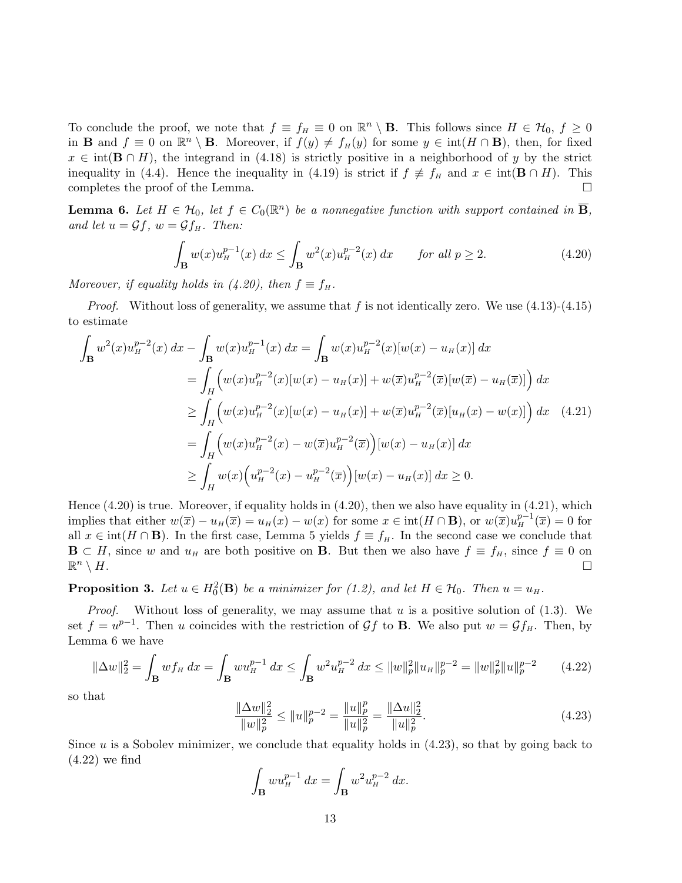To conclude the proof, we note that $f \equiv f_H \equiv 0$ on $\mathbb{R}^n \setminus \mathbf{B}$. This follows since $H \in \mathcal{H}_0$, $f \geq 0$ in $\mathbf{B}$ and $f \equiv 0$ on $\mathbb{R}^n \setminus \mathbf{B}$. Moreover, if $f(y) \neq f_H(y)$ for some $y \in \operatorname{int}(H \cap \mathbf{B})$, then, for fixed $x \in \operatorname{int}(\mathbf{B} \cap H)$, the integrand in (4.18) is strictly positive in a neighborhood of $y$ by the strict inequality in (4.4). Hence the inequality in (4.19) is strict if $f \not\equiv f_H$ and $x \in \operatorname{int}(\mathbf{B} \cap H)$. This completes the proof of the Lemma. $\square$

**Lemma 6.** *Let $H \in \mathcal{H}_0$, let $f \in C_0(\mathbb{R}^n)$ be a nonnegative function with support contained in $\overline{\mathbf{B}}$, and let $u = \mathcal{G}f$, $w = \mathcal{G}f_H$. Then:*

$$\int_{\mathbf{B}} w(x) u_H^{p-1}(x)\, dx \leq \int_{\mathbf{B}} w^2(x) u_H^{p-2}(x)\, dx \qquad \textit{for all } p \geq 2. \tag{4.20}$$

*Moreover, if equality holds in (4.20), then $f \equiv f_H$.*

*Proof.* Without loss of generality, we assume that $f$ is not identically zero. We use (4.13)-(4.15) to estimate

$$\begin{aligned}
\int_{\mathbf{B}} w^2(x) u_H^{p-2}(x)\, dx - \int_{\mathbf{B}} w(x) u_H^{p-1}(x)\, dx &= \int_{\mathbf{B}} w(x) u_H^{p-2}(x)[w(x) - u_H(x)]\, dx \\
&= \int_H \Big( w(x) u_H^{p-2}(x)[w(x) - u_H(x)] + w(\overline{x}) u_H^{p-2}(\overline{x})[w(\overline{x}) - u_H(\overline{x})] \Big)\, dx \\
&\geq \int_H \Big( w(x) u_H^{p-2}(x)[w(x) - u_H(x)] + w(\overline{x}) u_H^{p-2}(\overline{x})[u_H(x) - w(x)] \Big)\, dx \quad (4.21)\\
&= \int_H \Big( w(x) u_H^{p-2}(x) - w(\overline{x}) u_H^{p-2}(\overline{x}) \Big)[w(x) - u_H(x)]\, dx \\
&\geq \int_H w(x) \Big( u_H^{p-2}(x) - u_H^{p-2}(\overline{x}) \Big)[w(x) - u_H(x)]\, dx \geq 0.
\end{aligned}$$

Hence (4.20) is true. Moreover, if equality holds in (4.20), then we also have equality in (4.21), which implies that either $w(\overline{x}) - u_H(\overline{x}) = u_H(x) - w(x)$ for some $x \in \operatorname{int}(H \cap \mathbf{B})$, or $w(\overline{x}) u_H^{p-1}(\overline{x}) = 0$ for all $x \in \operatorname{int}(H \cap \mathbf{B})$. In the first case, Lemma 5 yields $f \equiv f_H$. In the second case we conclude that $\mathbf{B} \subset H$, since $w$ and $u_H$ are both positive on $\mathbf{B}$. But then we also have $f \equiv f_H$, since $f \equiv 0$ on $\mathbb{R}^n \setminus H$. $\square$

**Proposition 3.** *Let $u \in H_0^2(\mathbf{B})$ be a minimizer for (1.2), and let $H \in \mathcal{H}_0$. Then $u = u_H$.*

*Proof.* Without loss of generality, we may assume that $u$ is a positive solution of (1.3). We set $f = u^{p-1}$. Then $u$ coincides with the restriction of $\mathcal{G}f$ to $\mathbf{B}$. We also put $w = \mathcal{G}f_H$. Then, by Lemma 6 we have

$$\|\Delta w\|_2^2 = \int_{\mathbf{B}} w f_H\, dx = \int_{\mathbf{B}} w u_H^{p-1}\, dx \leq \int_{\mathbf{B}} w^2 u_H^{p-2}\, dx \leq \|w\|_p^2 \|u_H\|_p^{p-2} = \|w\|_p^2 \|u\|_p^{p-2} \tag{4.22}$$

so that

$$\frac{\|\Delta w\|_2^2}{\|w\|_p^2} \leq \|u\|_p^{p-2} = \frac{\|u\|_p^p}{\|u\|_p^2} = \frac{\|\Delta u\|_2^2}{\|u\|_p^2}. \tag{4.23}$$

Since $u$ is a Sobolev minimizer, we conclude that equality holds in (4.23), so that by going back to (4.22) we find

$$\int_{\mathbf{B}} w u_H^{p-1}\, dx = \int_{\mathbf{B}} w^2 u_H^{p-2}\, dx.$$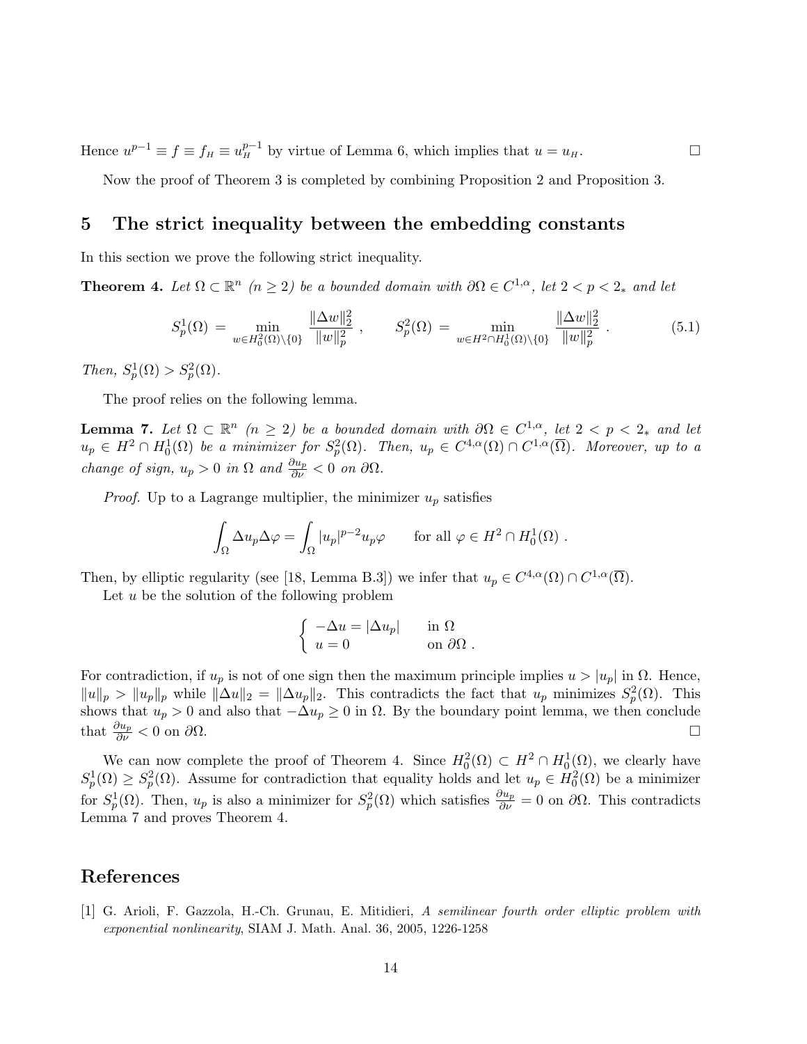Hence $u^{p-1} \equiv f \equiv f_H \equiv u_H^{p-1}$ by virtue of Lemma 6, which implies that $u = u_H$. $\square$

Now the proof of Theorem 3 is completed by combining Proposition 2 and Proposition 3.

## 5 The strict inequality between the embedding constants

In this section we prove the following strict inequality.

**Theorem 4.** *Let $\Omega \subset \mathbb{R}^n$ ($n \geq 2$) be a bounded domain with $\partial\Omega \in C^{1,\alpha}$, let $2 < p < 2_*$ and let*

$$S_p^1(\Omega) = \min_{w \in H_0^2(\Omega)\setminus\{0\}} \frac{\|\Delta w\|_2^2}{\|w\|_p^2} , \qquad S_p^2(\Omega) = \min_{w \in H^2 \cap H_0^1(\Omega)\setminus\{0\}} \frac{\|\Delta w\|_2^2}{\|w\|_p^2} . \tag{5.1}$$

*Then, $S_p^1(\Omega) > S_p^2(\Omega)$.*

The proof relies on the following lemma.

**Lemma 7.** *Let $\Omega \subset \mathbb{R}^n$ ($n \geq 2$) be a bounded domain with $\partial\Omega \in C^{1,\alpha}$, let $2 < p < 2_*$ and let $u_p \in H^2 \cap H_0^1(\Omega)$ be a minimizer for $S_p^2(\Omega)$. Then, $u_p \in C^{4,\alpha}(\Omega) \cap C^{1,\alpha}(\overline{\Omega})$. Moreover, up to a change of sign, $u_p > 0$ in $\Omega$ and $\frac{\partial u_p}{\partial \nu} < 0$ on $\partial\Omega$.*

*Proof.* Up to a Lagrange multiplier, the minimizer $u_p$ satisfies

$$\int_\Omega \Delta u_p \Delta \varphi = \int_\Omega |u_p|^{p-2} u_p \varphi \qquad \text{for all } \varphi \in H^2 \cap H_0^1(\Omega) .$$

Then, by elliptic regularity (see [18, Lemma B.3]) we infer that $u_p \in C^{4,\alpha}(\Omega) \cap C^{1,\alpha}(\overline{\Omega})$.

Let $u$ be the solution of the following problem

$$\begin{cases} -\Delta u = |\Delta u_p| & \text{in } \Omega \\ u = 0 & \text{on } \partial\Omega . \end{cases}$$

For contradiction, if $u_p$ is not of one sign then the maximum principle implies $u > |u_p|$ in $\Omega$. Hence, $\|u\|_p > \|u_p\|_p$ while $\|\Delta u\|_2 = \|\Delta u_p\|_2$. This contradicts the fact that $u_p$ minimizes $S_p^2(\Omega)$. This shows that $u_p > 0$ and also that $-\Delta u_p \geq 0$ in $\Omega$. By the boundary point lemma, we then conclude that $\frac{\partial u_p}{\partial \nu} < 0$ on $\partial\Omega$. $\square$

We can now complete the proof of Theorem 4. Since $H_0^2(\Omega) \subset H^2 \cap H_0^1(\Omega)$, we clearly have $S_p^1(\Omega) \geq S_p^2(\Omega)$. Assume for contradiction that equality holds and let $u_p \in H_0^2(\Omega)$ be a minimizer for $S_p^1(\Omega)$. Then, $u_p$ is also a minimizer for $S_p^2(\Omega)$ which satisfies $\frac{\partial u_p}{\partial \nu} = 0$ on $\partial\Omega$. This contradicts Lemma 7 and proves Theorem 4.

## References

[1] G. Arioli, F. Gazzola, H.-Ch. Grunau, E. Mitidieri, *A semilinear fourth order elliptic problem with exponential nonlinearity*, SIAM J. Math. Anal. 36, 2005, 1226-1258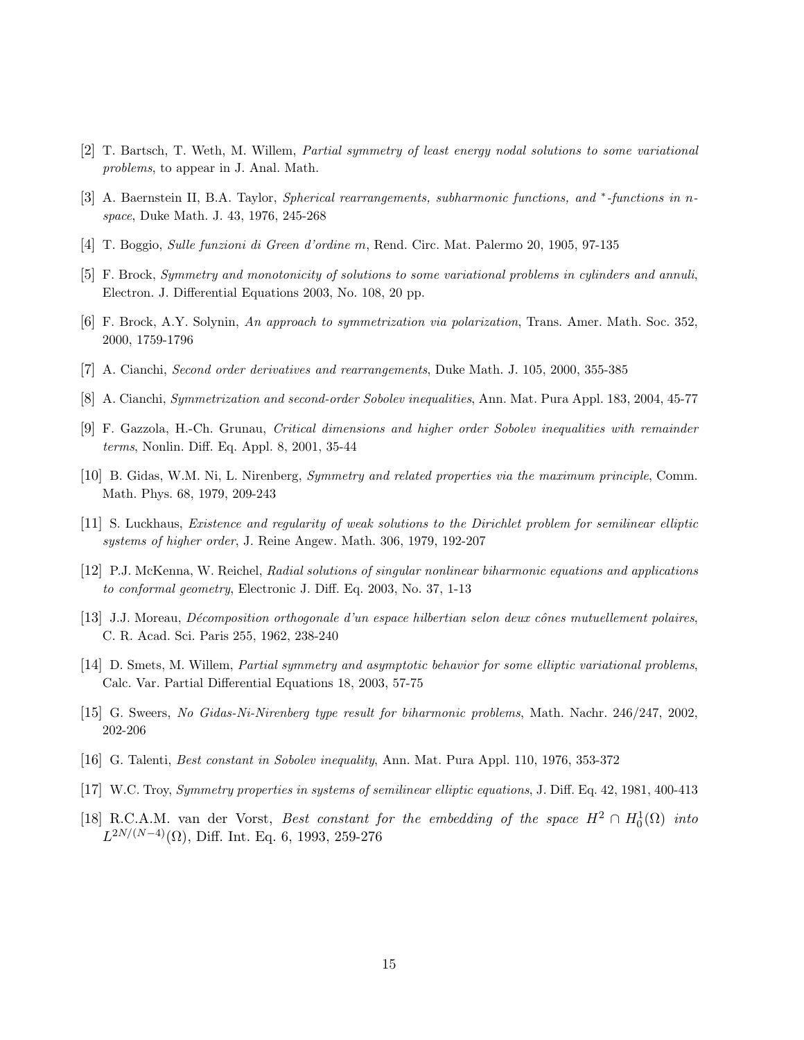[2] T. Bartsch, T. Weth, M. Willem, *Partial symmetry of least energy nodal solutions to some variational problems*, to appear in J. Anal. Math.

[3] A. Baernstein II, B.A. Taylor, *Spherical rearrangements, subharmonic functions, and $^*$-functions in $n$-space*, Duke Math. J. 43, 1976, 245-268

[4] T. Boggio, *Sulle funzioni di Green d'ordine m*, Rend. Circ. Mat. Palermo 20, 1905, 97-135

[5] F. Brock, *Symmetry and monotonicity of solutions to some variational problems in cylinders and annuli*, Electron. J. Differential Equations 2003, No. 108, 20 pp.

[6] F. Brock, A.Y. Solynin, *An approach to symmetrization via polarization*, Trans. Amer. Math. Soc. 352, 2000, 1759-1796

[7] A. Cianchi, *Second order derivatives and rearrangements*, Duke Math. J. 105, 2000, 355-385

[8] A. Cianchi, *Symmetrization and second-order Sobolev inequalities*, Ann. Mat. Pura Appl. 183, 2004, 45-77

[9] F. Gazzola, H.-Ch. Grunau, *Critical dimensions and higher order Sobolev inequalities with remainder terms*, Nonlin. Diff. Eq. Appl. 8, 2001, 35-44

[10] B. Gidas, W.M. Ni, L. Nirenberg, *Symmetry and related properties via the maximum principle*, Comm. Math. Phys. 68, 1979, 209-243

[11] S. Luckhaus, *Existence and regularity of weak solutions to the Dirichlet problem for semilinear elliptic systems of higher order*, J. Reine Angew. Math. 306, 1979, 192-207

[12] P.J. McKenna, W. Reichel, *Radial solutions of singular nonlinear biharmonic equations and applications to conformal geometry*, Electronic J. Diff. Eq. 2003, No. 37, 1-13

[13] J.J. Moreau, *Décomposition orthogonale d'un espace hilbertian selon deux cônes mutuellement polaires*, C. R. Acad. Sci. Paris 255, 1962, 238-240

[14] D. Smets, M. Willem, *Partial symmetry and asymptotic behavior for some elliptic variational problems*, Calc. Var. Partial Differential Equations 18, 2003, 57-75

[15] G. Sweers, *No Gidas-Ni-Nirenberg type result for biharmonic problems*, Math. Nachr. 246/247, 2002, 202-206

[16] G. Talenti, *Best constant in Sobolev inequality*, Ann. Mat. Pura Appl. 110, 1976, 353-372

[17] W.C. Troy, *Symmetry properties in systems of semilinear elliptic equations*, J. Diff. Eq. 42, 1981, 400-413

[18] R.C.A.M. van der Vorst, *Best constant for the embedding of the space $H^2 \cap H_0^1(\Omega)$ into $L^{2N/(N-4)}(\Omega)$*, Diff. Int. Eq. 6, 1993, 259-276